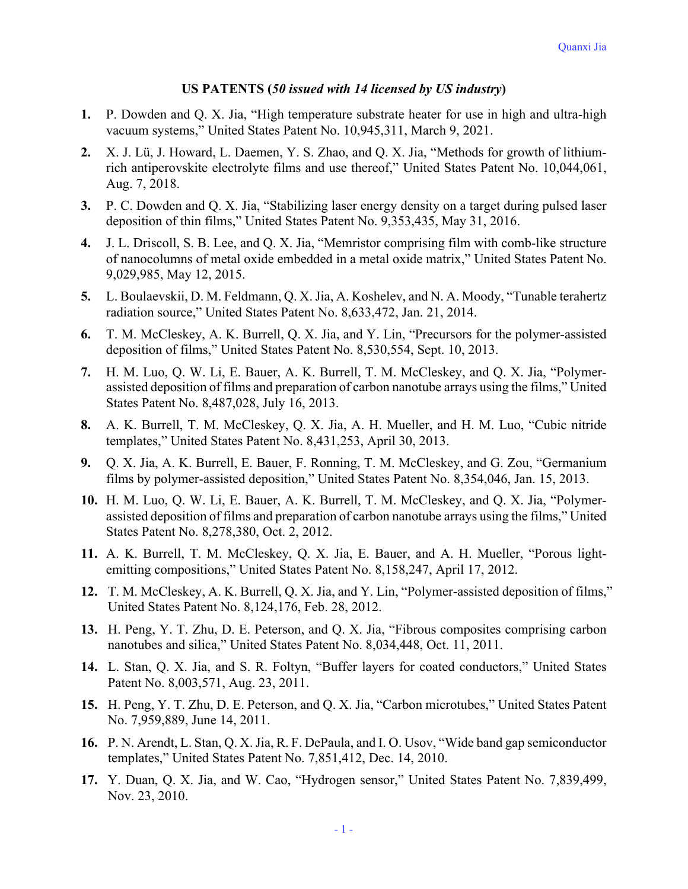## US PATENTS (*50 issued with 14 licensed by US industry*)

1. P. Dowden and Q. X. Jia, "High temperature substrate heater for use in high and ultra-high vacuum systems," United States Patent No. 10,945,311, March 9, 2021.
2. X. J. Lü, J. Howard, L. Daemen, Y. S. Zhao, and Q. X. Jia, "Methods for growth of lithium-rich antiperovskite electrolyte films and use thereof," United States Patent No. 10,044,061, Aug. 7, 2018.
3. P. C. Dowden and Q. X. Jia, "Stabilizing laser energy density on a target during pulsed laser deposition of thin films," United States Patent No. 9,353,435, May 31, 2016.
4. J. L. Driscoll, S. B. Lee, and Q. X. Jia, "Memristor comprising film with comb-like structure of nanocolumns of metal oxide embedded in a metal oxide matrix," United States Patent No. 9,029,985, May 12, 2015.
5. L. Boulaevskii, D. M. Feldmann, Q. X. Jia, A. Koshelev, and N. A. Moody, "Tunable terahertz radiation source," United States Patent No. 8,633,472, Jan. 21, 2014.
6. T. M. McCleskey, A. K. Burrell, Q. X. Jia, and Y. Lin, "Precursors for the polymer-assisted deposition of films," United States Patent No. 8,530,554, Sept. 10, 2013.
7. H. M. Luo, Q. W. Li, E. Bauer, A. K. Burrell, T. M. McCleskey, and Q. X. Jia, "Polymer-assisted deposition of films and preparation of carbon nanotube arrays using the films," United States Patent No. 8,487,028, July 16, 2013.
8. A. K. Burrell, T. M. McCleskey, Q. X. Jia, A. H. Mueller, and H. M. Luo, "Cubic nitride templates," United States Patent No. 8,431,253, April 30, 2013.
9. Q. X. Jia, A. K. Burrell, E. Bauer, F. Ronning, T. M. McCleskey, and G. Zou, "Germanium films by polymer-assisted deposition," United States Patent No. 8,354,046, Jan. 15, 2013.
10. H. M. Luo, Q. W. Li, E. Bauer, A. K. Burrell, T. M. McCleskey, and Q. X. Jia, "Polymer-assisted deposition of films and preparation of carbon nanotube arrays using the films," United States Patent No. 8,278,380, Oct. 2, 2012.
11. A. K. Burrell, T. M. McCleskey, Q. X. Jia, E. Bauer, and A. H. Mueller, "Porous light-emitting compositions," United States Patent No. 8,158,247, April 17, 2012.
12. T. M. McCleskey, A. K. Burrell, Q. X. Jia, and Y. Lin, "Polymer-assisted deposition of films," United States Patent No. 8,124,176, Feb. 28, 2012.
13. H. Peng, Y. T. Zhu, D. E. Peterson, and Q. X. Jia, "Fibrous composites comprising carbon nanotubes and silica," United States Patent No. 8,034,448, Oct. 11, 2011.
14. L. Stan, Q. X. Jia, and S. R. Foltyn, "Buffer layers for coated conductors," United States Patent No. 8,003,571, Aug. 23, 2011.
15. H. Peng, Y. T. Zhu, D. E. Peterson, and Q. X. Jia, "Carbon microtubes," United States Patent No. 7,959,889, June 14, 2011.
16. P. N. Arendt, L. Stan, Q. X. Jia, R. F. DePaula, and I. O. Usov, "Wide band gap semiconductor templates," United States Patent No. 7,851,412, Dec. 14, 2010.
17. Y. Duan, Q. X. Jia, and W. Cao, "Hydrogen sensor," United States Patent No. 7,839,499, Nov. 23, 2010.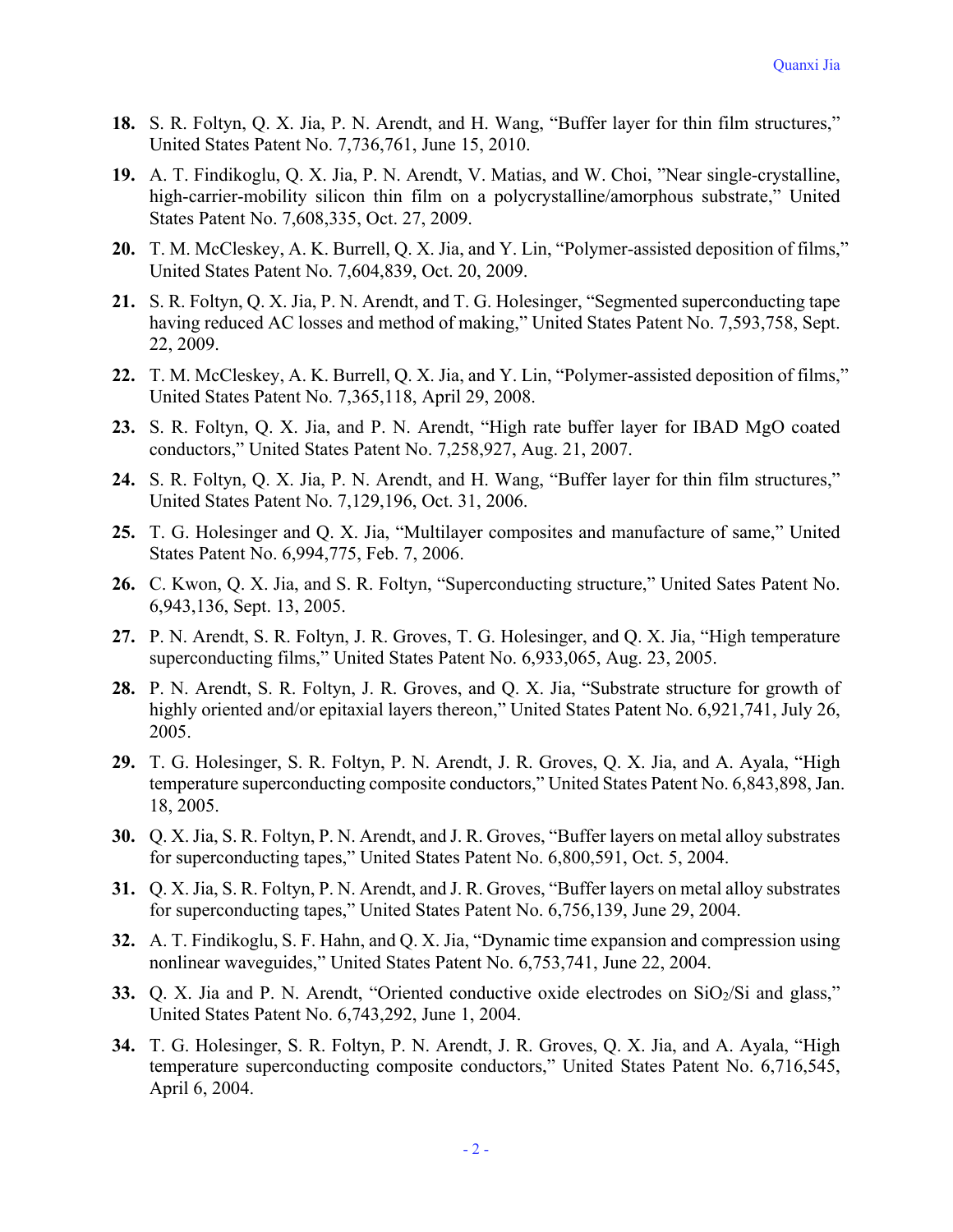18. S. R. Foltyn, Q. X. Jia, P. N. Arendt, and H. Wang, "Buffer layer for thin film structures," United States Patent No. 7,736,761, June 15, 2010.

19. A. T. Findikoglu, Q. X. Jia, P. N. Arendt, V. Matias, and W. Choi, "Near single-crystalline, high-carrier-mobility silicon thin film on a polycrystalline/amorphous substrate," United States Patent No. 7,608,335, Oct. 27, 2009.

20. T. M. McCleskey, A. K. Burrell, Q. X. Jia, and Y. Lin, "Polymer-assisted deposition of films," United States Patent No. 7,604,839, Oct. 20, 2009.

21. S. R. Foltyn, Q. X. Jia, P. N. Arendt, and T. G. Holesinger, "Segmented superconducting tape having reduced AC losses and method of making," United States Patent No. 7,593,758, Sept. 22, 2009.

22. T. M. McCleskey, A. K. Burrell, Q. X. Jia, and Y. Lin, "Polymer-assisted deposition of films," United States Patent No. 7,365,118, April 29, 2008.

23. S. R. Foltyn, Q. X. Jia, and P. N. Arendt, "High rate buffer layer for IBAD MgO coated conductors," United States Patent No. 7,258,927, Aug. 21, 2007.

24. S. R. Foltyn, Q. X. Jia, P. N. Arendt, and H. Wang, "Buffer layer for thin film structures," United States Patent No. 7,129,196, Oct. 31, 2006.

25. T. G. Holesinger and Q. X. Jia, "Multilayer composites and manufacture of same," United States Patent No. 6,994,775, Feb. 7, 2006.

26. C. Kwon, Q. X. Jia, and S. R. Foltyn, "Superconducting structure," United Sates Patent No. 6,943,136, Sept. 13, 2005.

27. P. N. Arendt, S. R. Foltyn, J. R. Groves, T. G. Holesinger, and Q. X. Jia, "High temperature superconducting films," United States Patent No. 6,933,065, Aug. 23, 2005.

28. P. N. Arendt, S. R. Foltyn, J. R. Groves, and Q. X. Jia, "Substrate structure for growth of highly oriented and/or epitaxial layers thereon," United States Patent No. 6,921,741, July 26, 2005.

29. T. G. Holesinger, S. R. Foltyn, P. N. Arendt, J. R. Groves, Q. X. Jia, and A. Ayala, "High temperature superconducting composite conductors," United States Patent No. 6,843,898, Jan. 18, 2005.

30. Q. X. Jia, S. R. Foltyn, P. N. Arendt, and J. R. Groves, "Buffer layers on metal alloy substrates for superconducting tapes," United States Patent No. 6,800,591, Oct. 5, 2004.

31. Q. X. Jia, S. R. Foltyn, P. N. Arendt, and J. R. Groves, "Buffer layers on metal alloy substrates for superconducting tapes," United States Patent No. 6,756,139, June 29, 2004.

32. A. T. Findikoglu, S. F. Hahn, and Q. X. Jia, "Dynamic time expansion and compression using nonlinear waveguides," United States Patent No. 6,753,741, June 22, 2004.

33. Q. X. Jia and P. N. Arendt, "Oriented conductive oxide electrodes on $SiO_2$/Si and glass," United States Patent No. 6,743,292, June 1, 2004.

34. T. G. Holesinger, S. R. Foltyn, P. N. Arendt, J. R. Groves, Q. X. Jia, and A. Ayala, "High temperature superconducting composite conductors," United States Patent No. 6,716,545, April 6, 2004.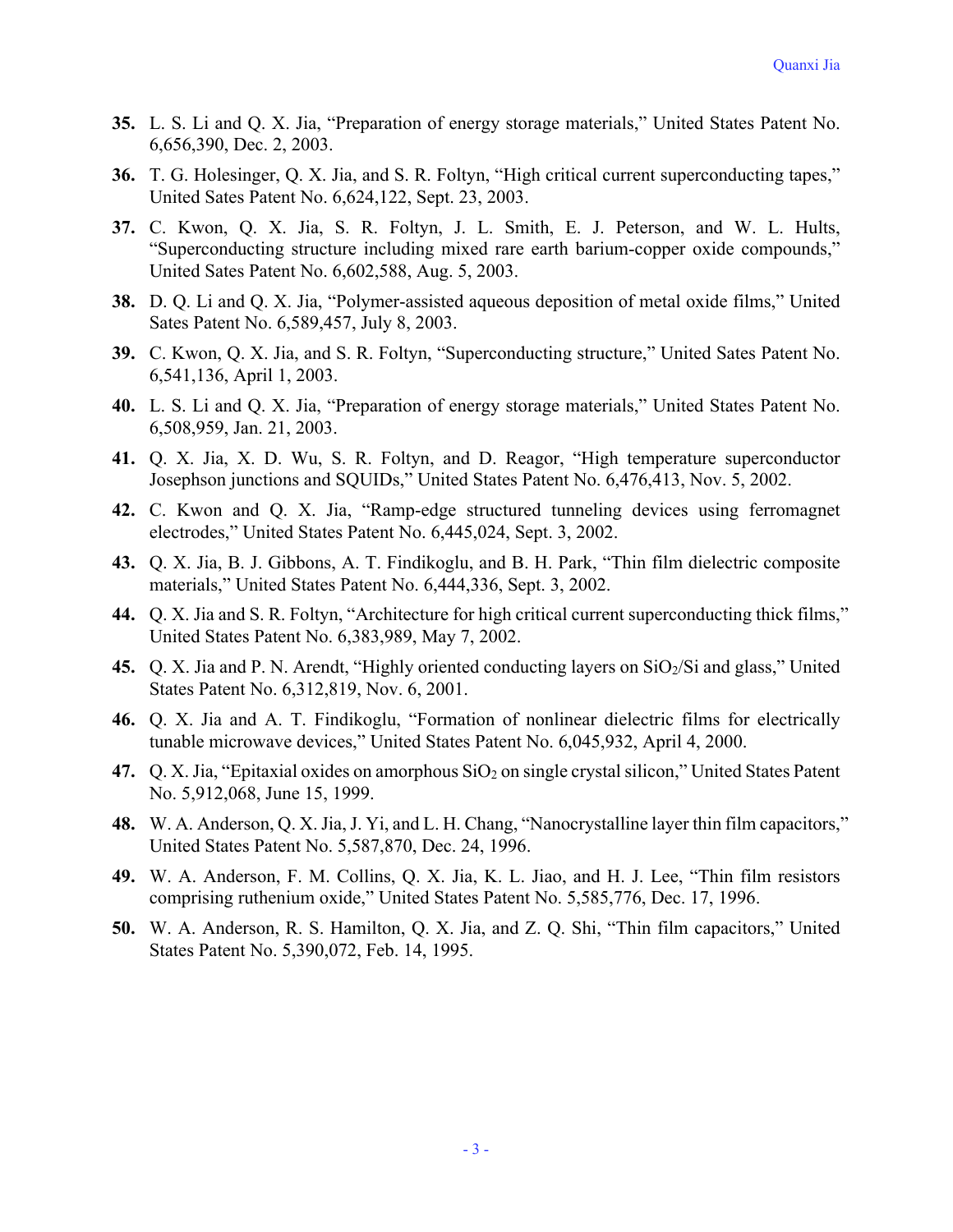35. L. S. Li and Q. X. Jia, "Preparation of energy storage materials," United States Patent No. 6,656,390, Dec. 2, 2003.

36. T. G. Holesinger, Q. X. Jia, and S. R. Foltyn, "High critical current superconducting tapes," United Sates Patent No. 6,624,122, Sept. 23, 2003.

37. C. Kwon, Q. X. Jia, S. R. Foltyn, J. L. Smith, E. J. Peterson, and W. L. Hults, "Superconducting structure including mixed rare earth barium-copper oxide compounds," United Sates Patent No. 6,602,588, Aug. 5, 2003.

38. D. Q. Li and Q. X. Jia, "Polymer-assisted aqueous deposition of metal oxide films," United Sates Patent No. 6,589,457, July 8, 2003.

39. C. Kwon, Q. X. Jia, and S. R. Foltyn, "Superconducting structure," United Sates Patent No. 6,541,136, April 1, 2003.

40. L. S. Li and Q. X. Jia, "Preparation of energy storage materials," United States Patent No. 6,508,959, Jan. 21, 2003.

41. Q. X. Jia, X. D. Wu, S. R. Foltyn, and D. Reagor, "High temperature superconductor Josephson junctions and SQUIDs," United States Patent No. 6,476,413, Nov. 5, 2002.

42. C. Kwon and Q. X. Jia, "Ramp-edge structured tunneling devices using ferromagnet electrodes," United States Patent No. 6,445,024, Sept. 3, 2002.

43. Q. X. Jia, B. J. Gibbons, A. T. Findikoglu, and B. H. Park, "Thin film dielectric composite materials," United States Patent No. 6,444,336, Sept. 3, 2002.

44. Q. X. Jia and S. R. Foltyn, "Architecture for high critical current superconducting thick films," United States Patent No. 6,383,989, May 7, 2002.

45. Q. X. Jia and P. N. Arendt, "Highly oriented conducting layers on $SiO_2$/Si and glass," United States Patent No. 6,312,819, Nov. 6, 2001.

46. Q. X. Jia and A. T. Findikoglu, "Formation of nonlinear dielectric films for electrically tunable microwave devices," United States Patent No. 6,045,932, April 4, 2000.

47. Q. X. Jia, "Epitaxial oxides on amorphous $SiO_2$ on single crystal silicon," United States Patent No. 5,912,068, June 15, 1999.

48. W. A. Anderson, Q. X. Jia, J. Yi, and L. H. Chang, "Nanocrystalline layer thin film capacitors," United States Patent No. 5,587,870, Dec. 24, 1996.

49. W. A. Anderson, F. M. Collins, Q. X. Jia, K. L. Jiao, and H. J. Lee, "Thin film resistors comprising ruthenium oxide," United States Patent No. 5,585,776, Dec. 17, 1996.

50. W. A. Anderson, R. S. Hamilton, Q. X. Jia, and Z. Q. Shi, "Thin film capacitors," United States Patent No. 5,390,072, Feb. 14, 1995.